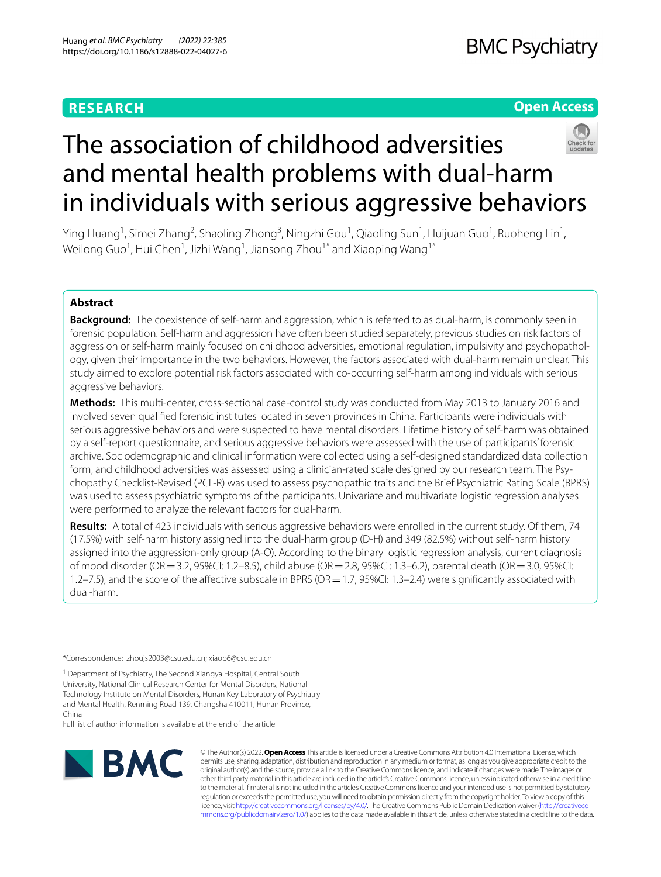# The association of childhood adversities and mental health problems with dual-harm in individuals with serious aggressive behaviors

Ying Huang[1], Simei Zhang[2], Shaoling Zhong[3], Ningzhi Gou[1], Qiaoling Sun[1], Huijuan Guo[1], Ruoheng Lin[1], Weilong Guo[1], Hui Chen[1], Jizhi Wang[1], Jiansong Zhou[1*] and Xiaoping Wang[1*]

## Abstract

**Background:** The coexistence of self-harm and aggression, which is referred to as dual-harm, is commonly seen in forensic population. Self-harm and aggression have often been studied separately, previous studies on risk factors of aggression or self-harm mainly focused on childhood adversities, emotional regulation, impulsivity and psychopathology, given their importance in the two behaviors. However, the factors associated with dual-harm remain unclear. This study aimed to explore potential risk factors associated with co-occurring self-harm among individuals with serious aggressive behaviors.

**Methods:** This multi-center, cross-sectional case-control study was conducted from May 2013 to January 2016 and involved seven qualified forensic institutes located in seven provinces in China. Participants were individuals with serious aggressive behaviors and were suspected to have mental disorders. Lifetime history of self-harm was obtained by a self-report questionnaire, and serious aggressive behaviors were assessed with the use of participants' forensic archive. Sociodemographic and clinical information were collected using a self-designed standardized data collection form, and childhood adversities was assessed using a clinician-rated scale designed by our research team. The Psychopathy Checklist-Revised (PCL-R) was used to assess psychopathic traits and the Brief Psychiatric Rating Scale (BPRS) was used to assess psychiatric symptoms of the participants. Univariate and multivariate logistic regression analyses were performed to analyze the relevant factors for dual-harm.

**Results:** A total of 423 individuals with serious aggressive behaviors were enrolled in the current study. Of them, 74 (17.5%) with self-harm history assigned into the dual-harm group (D-H) and 349 (82.5%) without self-harm history assigned into the aggression-only group (A-O). According to the binary logistic regression analysis, current diagnosis of mood disorder (OR = 3.2, 95%CI: 1.2–8.5), child abuse (OR = 2.8, 95%CI: 1.3–6.2), parental death (OR = 3.0, 95%CI: 1.2–7.5), and the score of the affective subscale in BPRS (OR = 1.7, 95%CI: 1.3–2.4) were significantly associated with dual-harm.

*Correspondence: zhoujs2003@csu.edu.cn; xiaop6@csu.edu.cn

[1] Department of Psychiatry, The Second Xiangya Hospital, Central South University, National Clinical Research Center for Mental Disorders, National Technology Institute on Mental Disorders, Hunan Key Laboratory of Psychiatry and Mental Health, Renming Road 139, Changsha 410011, Hunan Province, China

Full list of author information is available at the end of the article

© The Author(s) 2022. **Open Access** This article is licensed under a Creative Commons Attribution 4.0 International License, which permits use, sharing, adaptation, distribution and reproduction in any medium or format, as long as you give appropriate credit to the original author(s) and the source, provide a link to the Creative Commons licence, and indicate if changes were made. The images or other third party material in this article are included in the article's Creative Commons licence, unless indicated otherwise in a credit line to the material. If material is not included in the article's Creative Commons licence and your intended use is not permitted by statutory regulation or exceeds the permitted use, you will need to obtain permission directly from the copyright holder. To view a copy of this licence, visit http://creativecommons.org/licenses/by/4.0/. The Creative Commons Public Domain Dedication waiver (http://creativecommons.org/publicdomain/zero/1.0/) applies to the data made available in this article, unless otherwise stated in a credit line to the data.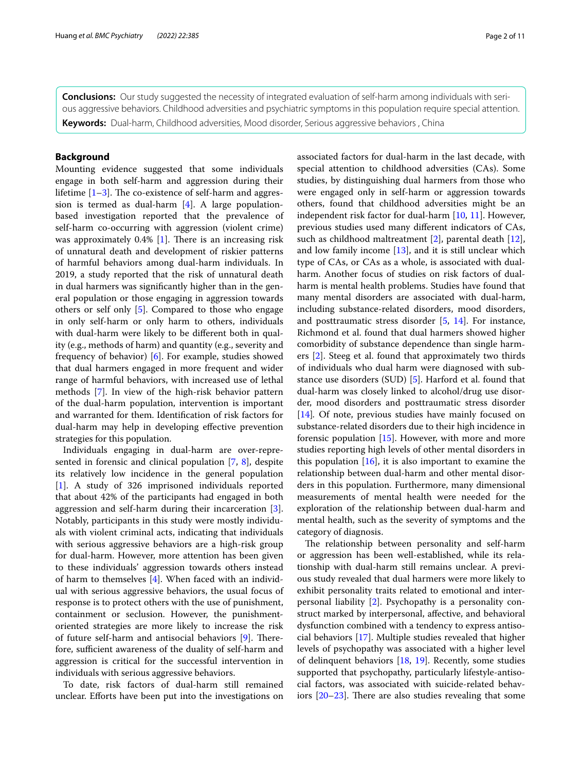**Conclusions:** Our study suggested the necessity of integrated evaluation of self-harm among individuals with serious aggressive behaviors. Childhood adversities and psychiatric symptoms in this population require special attention.

**Keywords:** Dual-harm, Childhood adversities, Mood disorder, Serious aggressive behaviors , China

## Background

Mounting evidence suggested that some individuals engage in both self-harm and aggression during their lifetime [1–3]. The co-existence of self-harm and aggression is termed as dual-harm [4]. A large population-based investigation reported that the prevalence of self-harm co-occurring with aggression (violent crime) was approximately 0.4% [1]. There is an increasing risk of unnatural death and development of riskier patterns of harmful behaviors among dual-harm individuals. In 2019, a study reported that the risk of unnatural death in dual harmers was significantly higher than in the general population or those engaging in aggression towards others or self only [5]. Compared to those who engage in only self-harm or only harm to others, individuals with dual-harm were likely to be different both in quality (e.g., methods of harm) and quantity (e.g., severity and frequency of behavior) [6]. For example, studies showed that dual harmers engaged in more frequent and wider range of harmful behaviors, with increased use of lethal methods [7]. In view of the high-risk behavior pattern of the dual-harm population, intervention is important and warranted for them. Identification of risk factors for dual-harm may help in developing effective prevention strategies for this population.

Individuals engaging in dual-harm are over-represented in forensic and clinical population [7, 8], despite its relatively low incidence in the general population [1]. A study of 326 imprisoned individuals reported that about 42% of the participants had engaged in both aggression and self-harm during their incarceration [3]. Notably, participants in this study were mostly individuals with violent criminal acts, indicating that individuals with serious aggressive behaviors are a high-risk group for dual-harm. However, more attention has been given to these individuals' aggression towards others instead of harm to themselves [4]. When faced with an individual with serious aggressive behaviors, the usual focus of response is to protect others with the use of punishment, containment or seclusion. However, the punishment-oriented strategies are more likely to increase the risk of future self-harm and antisocial behaviors [9]. Therefore, sufficient awareness of the duality of self-harm and aggression is critical for the successful intervention in individuals with serious aggressive behaviors.

To date, risk factors of dual-harm still remained unclear. Efforts have been put into the investigations on associated factors for dual-harm in the last decade, with special attention to childhood adversities (CAs). Some studies, by distinguishing dual harmers from those who were engaged only in self-harm or aggression towards others, found that childhood adversities might be an independent risk factor for dual-harm [10, 11]. However, previous studies used many different indicators of CAs, such as childhood maltreatment [2], parental death [12], and low family income [13], and it is still unclear which type of CAs, or CAs as a whole, is associated with dual-harm. Another focus of studies on risk factors of dual-harm is mental health problems. Studies have found that many mental disorders are associated with dual-harm, including substance-related disorders, mood disorders, and posttraumatic stress disorder [5, 14]. For instance, Richmond et al. found that dual harmers showed higher comorbidity of substance dependence than single harmers [2]. Steeg et al. found that approximately two thirds of individuals who dual harm were diagnosed with substance use disorders (SUD) [5]. Harford et al. found that dual-harm was closely linked to alcohol/drug use disorder, mood disorders and posttraumatic stress disorder [14]. Of note, previous studies have mainly focused on substance-related disorders due to their high incidence in forensic population [15]. However, with more and more studies reporting high levels of other mental disorders in this population [16], it is also important to examine the relationship between dual-harm and other mental disorders in this population. Furthermore, many dimensional measurements of mental health were needed for the exploration of the relationship between dual-harm and mental health, such as the severity of symptoms and the category of diagnosis.

The relationship between personality and self-harm or aggression has been well-established, while its relationship with dual-harm still remains unclear. A previous study revealed that dual harmers were more likely to exhibit personality traits related to emotional and interpersonal liability [2]. Psychopathy is a personality construct marked by interpersonal, affective, and behavioral dysfunction combined with a tendency to express antisocial behaviors [17]. Multiple studies revealed that higher levels of psychopathy was associated with a higher level of delinquent behaviors [18, 19]. Recently, some studies supported that psychopathy, particularly lifestyle-antisocial factors, was associated with suicide-related behaviors [20–23]. There are also studies revealing that some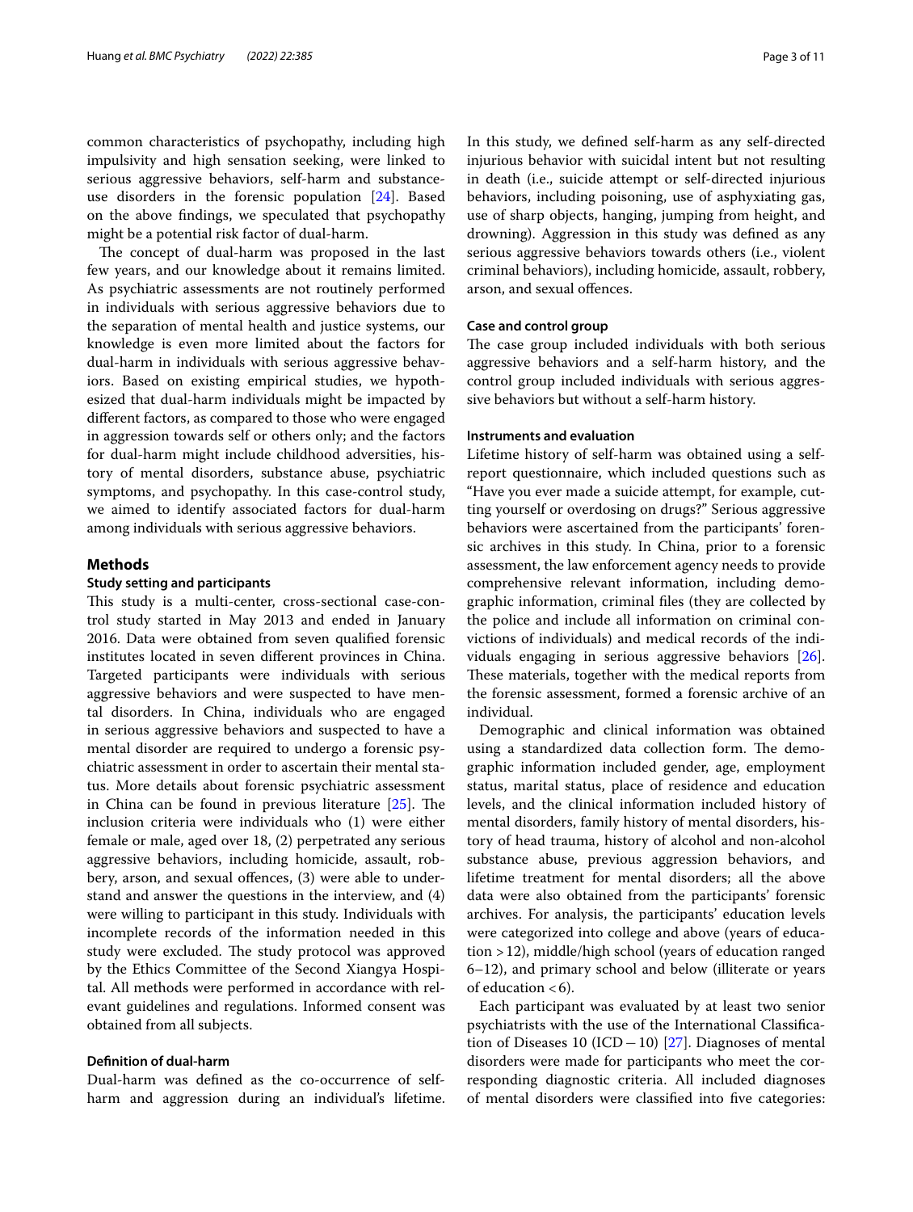common characteristics of psychopathy, including high impulsivity and high sensation seeking, were linked to serious aggressive behaviors, self-harm and substance-use disorders in the forensic population [24]. Based on the above findings, we speculated that psychopathy might be a potential risk factor of dual-harm.

The concept of dual-harm was proposed in the last few years, and our knowledge about it remains limited. As psychiatric assessments are not routinely performed in individuals with serious aggressive behaviors due to the separation of mental health and justice systems, our knowledge is even more limited about the factors for dual-harm in individuals with serious aggressive behaviors. Based on existing empirical studies, we hypothesized that dual-harm individuals might be impacted by different factors, as compared to those who were engaged in aggression towards self or others only; and the factors for dual-harm might include childhood adversities, history of mental disorders, substance abuse, psychiatric symptoms, and psychopathy. In this case-control study, we aimed to identify associated factors for dual-harm among individuals with serious aggressive behaviors.

## Methods

### Study setting and participants

This study is a multi-center, cross-sectional case-control study started in May 2013 and ended in January 2016. Data were obtained from seven qualified forensic institutes located in seven different provinces in China. Targeted participants were individuals with serious aggressive behaviors and were suspected to have mental disorders. In China, individuals who are engaged in serious aggressive behaviors and suspected to have a mental disorder are required to undergo a forensic psychiatric assessment in order to ascertain their mental status. More details about forensic psychiatric assessment in China can be found in previous literature [25]. The inclusion criteria were individuals who (1) were either female or male, aged over 18, (2) perpetrated any serious aggressive behaviors, including homicide, assault, robbery, arson, and sexual offences, (3) were able to understand and answer the questions in the interview, and (4) were willing to participant in this study. Individuals with incomplete records of the information needed in this study were excluded. The study protocol was approved by the Ethics Committee of the Second Xiangya Hospital. All methods were performed in accordance with relevant guidelines and regulations. Informed consent was obtained from all subjects.

### Definition of dual-harm

Dual-harm was defined as the co-occurrence of self-harm and aggression during an individual's lifetime. In this study, we defined self-harm as any self-directed injurious behavior with suicidal intent but not resulting in death (i.e., suicide attempt or self-directed injurious behaviors, including poisoning, use of asphyxiating gas, use of sharp objects, hanging, jumping from height, and drowning). Aggression in this study was defined as any serious aggressive behaviors towards others (i.e., violent criminal behaviors), including homicide, assault, robbery, arson, and sexual offences.

### Case and control group

The case group included individuals with both serious aggressive behaviors and a self-harm history, and the control group included individuals with serious aggressive behaviors but without a self-harm history.

### Instruments and evaluation

Lifetime history of self-harm was obtained using a self-report questionnaire, which included questions such as "Have you ever made a suicide attempt, for example, cutting yourself or overdosing on drugs?" Serious aggressive behaviors were ascertained from the participants' forensic archives in this study. In China, prior to a forensic assessment, the law enforcement agency needs to provide comprehensive relevant information, including demographic information, criminal files (they are collected by the police and include all information on criminal convictions of individuals) and medical records of the individuals engaging in serious aggressive behaviors [26]. These materials, together with the medical reports from the forensic assessment, formed a forensic archive of an individual.

Demographic and clinical information was obtained using a standardized data collection form. The demographic information included gender, age, employment status, marital status, place of residence and education levels, and the clinical information included history of mental disorders, family history of mental disorders, history of head trauma, history of alcohol and non-alcohol substance abuse, previous aggression behaviors, and lifetime treatment for mental disorders; all the above data were also obtained from the participants' forensic archives. For analysis, the participants' education levels were categorized into college and above (years of education >12), middle/high school (years of education ranged 6–12), and primary school and below (illiterate or years of education <6).

Each participant was evaluated by at least two senior psychiatrists with the use of the International Classification of Diseases 10 (ICD − 10) [27]. Diagnoses of mental disorders were made for participants who meet the corresponding diagnostic criteria. All included diagnoses of mental disorders were classified into five categories: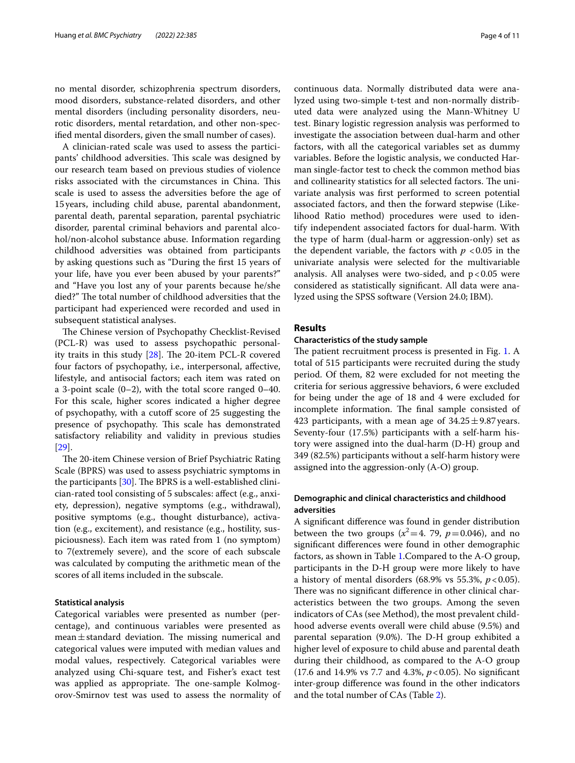no mental disorder, schizophrenia spectrum disorders, mood disorders, substance-related disorders, and other mental disorders (including personality disorders, neurotic disorders, mental retardation, and other non-specified mental disorders, given the small number of cases).

A clinician-rated scale was used to assess the participants' childhood adversities. This scale was designed by our research team based on previous studies of violence risks associated with the circumstances in China. This scale is used to assess the adversities before the age of 15 years, including child abuse, parental abandonment, parental death, parental separation, parental psychiatric disorder, parental criminal behaviors and parental alcohol/non-alcohol substance abuse. Information regarding childhood adversities was obtained from participants by asking questions such as "During the first 15 years of your life, have you ever been abused by your parents?" and "Have you lost any of your parents because he/she died?" The total number of childhood adversities that the participant had experienced were recorded and used in subsequent statistical analyses.

The Chinese version of Psychopathy Checklist-Revised (PCL-R) was used to assess psychopathic personality traits in this study [28]. The 20-item PCL-R covered four factors of psychopathy, i.e., interpersonal, affective, lifestyle, and antisocial factors; each item was rated on a 3-point scale (0–2), with the total score ranged 0–40. For this scale, higher scores indicated a higher degree of psychopathy, with a cutoff score of 25 suggesting the presence of psychopathy. This scale has demonstrated satisfactory reliability and validity in previous studies [29].

The 20-item Chinese version of Brief Psychiatric Rating Scale (BPRS) was used to assess psychiatric symptoms in the participants [30]. The BPRS is a well-established clinician-rated tool consisting of 5 subscales: affect (e.g., anxiety, depression), negative symptoms (e.g., withdrawal), positive symptoms (e.g., thought disturbance), activation (e.g., excitement), and resistance (e.g., hostility, suspiciousness). Each item was rated from 1 (no symptom) to 7(extremely severe), and the score of each subscale was calculated by computing the arithmetic mean of the scores of all items included in the subscale.

### Statistical analysis

Categorical variables were presented as number (percentage), and continuous variables were presented as mean ± standard deviation. The missing numerical and categorical values were imputed with median values and modal values, respectively. Categorical variables were analyzed using Chi-square test, and Fisher's exact test was applied as appropriate. The one-sample Kolmogorov-Smirnov test was used to assess the normality of continuous data. Normally distributed data were analyzed using two-simple t-test and non-normally distributed data were analyzed using the Mann-Whitney U test. Binary logistic regression analysis was performed to investigate the association between dual-harm and other factors, with all the categorical variables set as dummy variables. Before the logistic analysis, we conducted Harman single-factor test to check the common method bias and collinearity statistics for all selected factors. The univariate analysis was first performed to screen potential associated factors, and then the forward stepwise (Likelihood Ratio method) procedures were used to identify independent associated factors for dual-harm. With the type of harm (dual-harm or aggression-only) set as the dependent variable, the factors with $p < 0.05$ in the univariate analysis were selected for the multivariable analysis. All analyses were two-sided, and $p < 0.05$ were considered as statistically significant. All data were analyzed using the SPSS software (Version 24.0; IBM).

## Results

### Characteristics of the study sample

The patient recruitment process is presented in Fig. 1. A total of 515 participants were recruited during the study period. Of them, 82 were excluded for not meeting the criteria for serious aggressive behaviors, 6 were excluded for being under the age of 18 and 4 were excluded for incomplete information. The final sample consisted of 423 participants, with a mean age of 34.25 ± 9.87 years. Seventy-four (17.5%) participants with a self-harm history were assigned into the dual-harm (D-H) group and 349 (82.5%) participants without a self-harm history were assigned into the aggression-only (A-O) group.

### Demographic and clinical characteristics and childhood adversities

A significant difference was found in gender distribution between the two groups ($x^2 = 4.79$, $p = 0.046$), and no significant differences were found in other demographic factors, as shown in Table 1.Compared to the A-O group, participants in the D-H group were more likely to have a history of mental disorders (68.9% vs 55.3%, $p < 0.05$). There was no significant difference in other clinical characteristics between the two groups. Among the seven indicators of CAs (see Method), the most prevalent childhood adverse events overall were child abuse (9.5%) and parental separation (9.0%). The D-H group exhibited a higher level of exposure to child abuse and parental death during their childhood, as compared to the A-O group (17.6 and 14.9% vs 7.7 and 4.3%, $p < 0.05$). No significant inter-group difference was found in the other indicators and the total number of CAs (Table 2).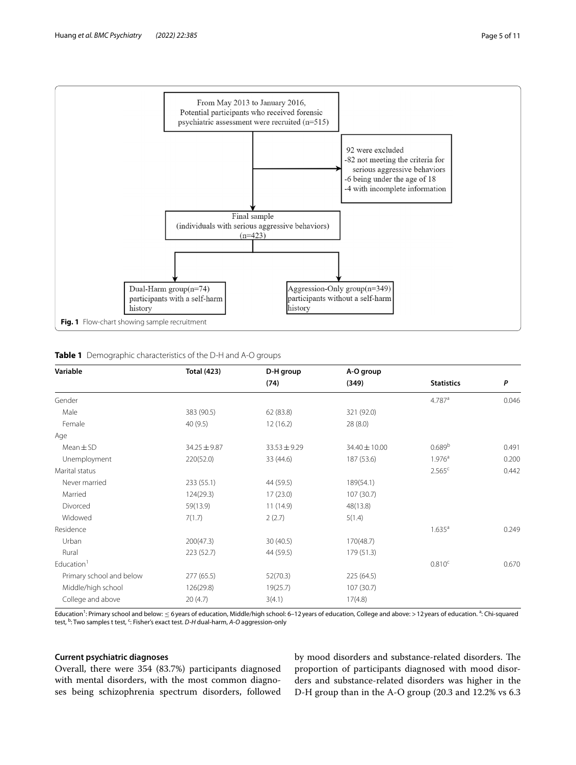From May 2013 to January 2016, Potential participants who received forensic psychiatric assessment were recruited (n=515)

92 were excluded
-82 not meeting the criteria for serious aggressive behaviors
-6 being under the age of 18
-4 with incomplete information

Final sample (individuals with serious aggressive behaviors) (n=423)

Dual-Harm group(n=74) participants with a self-harm history

Aggression-Only group(n=349) participants without a self-harm history

**Fig. 1** Flow-chart showing sample recruitment

**Table 1** Demographic characteristics of the D-H and A-O groups

| Variable | Total (423) | D-H group (74) | A-O group (349) | Statistics | P |
|---|---|---|---|---|---|
| Gender | | | | 4.787[a] | 0.046 |
| Male | 383 (90.5) | 62 (83.8) | 321 (92.0) | | |
| Female | 40 (9.5) | 12 (16.2) | 28 (8.0) | | |
| Age | | | | | |
| Mean ± SD | 34.25 ± 9.87 | 33.53 ± 9.29 | 34.40 ± 10.00 | 0.689[b] | 0.491 |
| Unemployment | 220(52.0) | 33 (44.6) | 187 (53.6) | 1.976[a] | 0.200 |
| Marital status | | | | 2.565[c] | 0.442 |
| Never married | 233 (55.1) | 44 (59.5) | 189(54.1) | | |
| Married | 124(29.3) | 17 (23.0) | 107 (30.7) | | |
| Divorced | 59(13.9) | 11 (14.9) | 48(13.8) | | |
| Widowed | 7(1.7) | 2 (2.7) | 5(1.4) | | |
| Residence | | | | 1.635[a] | 0.249 |
| Urban | 200(47.3) | 30 (40.5) | 170(48.7) | | |
| Rural | 223 (52.7) | 44 (59.5) | 179 (51.3) | | |
| Education[1] | | | | 0.810[c] | 0.670 |
| Primary school and below | 277 (65.5) | 52(70.3) | 225 (64.5) | | |
| Middle/high school | 126(29.8) | 19(25.7) | 107 (30.7) | | |
| College and above | 20 (4.7) | 3(4.1) | 17(4.8) | | |

Education[1]: Primary school and below: ≤ 6 years of education, Middle/high school: 6–12 years of education, College and above: > 12 years of education. [a]: Chi-squared test, [b]: Two samples t test, [c]: Fisher's exact test. *D-H* dual-harm, *A-O* aggression-only

### Current psychiatric diagnoses

Overall, there were 354 (83.7%) participants diagnosed with mental disorders, with the most common diagnoses being schizophrenia spectrum disorders, followed by mood disorders and substance-related disorders. The proportion of participants diagnosed with mood disorders and substance-related disorders was higher in the D-H group than in the A-O group (20.3 and 12.2% vs 6.3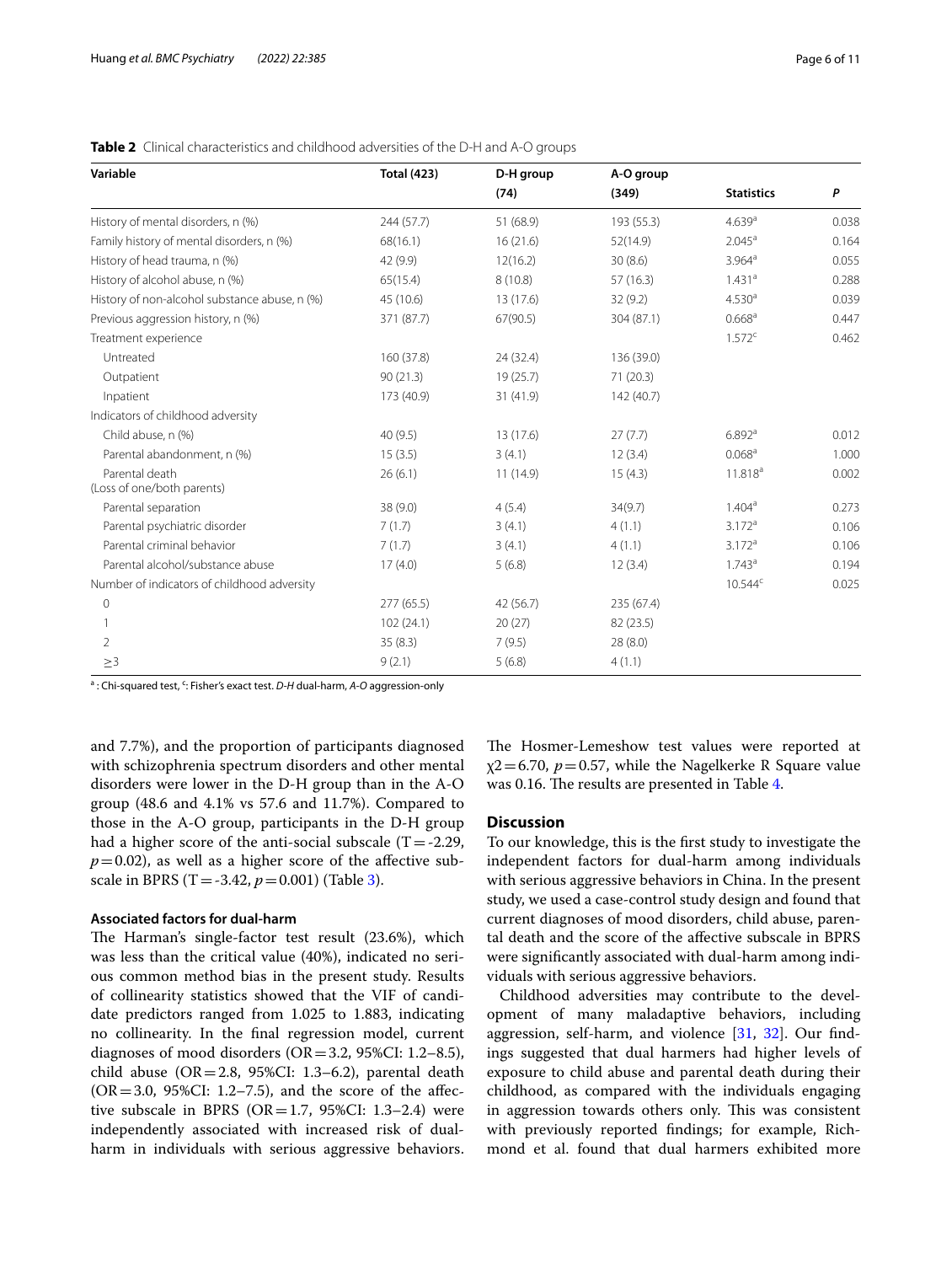**Table 2** Clinical characteristics and childhood adversities of the D-H and A-O groups

| Variable | Total (423) | D-H group (74) | A-O group (349) | Statistics | P |
|---|---|---|---|---|---|
| History of mental disorders, n (%) | 244 (57.7) | 51 (68.9) | 193 (55.3) | 4.639[a] | 0.038 |
| Family history of mental disorders, n (%) | 68(16.1) | 16 (21.6) | 52(14.9) | 2.045[a] | 0.164 |
| History of head trauma, n (%) | 42 (9.9) | 12(16.2) | 30 (8.6) | 3.964[a] | 0.055 |
| History of alcohol abuse, n (%) | 65(15.4) | 8 (10.8) | 57 (16.3) | 1.431[a] | 0.288 |
| History of non-alcohol substance abuse, n (%) | 45 (10.6) | 13 (17.6) | 32 (9.2) | 4.530[a] | 0.039 |
| Previous aggression history, n (%) | 371 (87.7) | 67(90.5) | 304 (87.1) | 0.668[a] | 0.447 |
| Treatment experience | | | | 1.572[c] | 0.462 |
| Untreated | 160 (37.8) | 24 (32.4) | 136 (39.0) | | |
| Outpatient | 90 (21.3) | 19 (25.7) | 71 (20.3) | | |
| Inpatient | 173 (40.9) | 31 (41.9) | 142 (40.7) | | |
| Indicators of childhood adversity | | | | | |
| Child abuse, n (%) | 40 (9.5) | 13 (17.6) | 27 (7.7) | 6.892[a] | 0.012 |
| Parental abandonment, n (%) | 15 (3.5) | 3 (4.1) | 12 (3.4) | 0.068[a] | 1.000 |
| Parental death (Loss of one/both parents) | 26 (6.1) | 11 (14.9) | 15 (4.3) | 11.818[a] | 0.002 |
| Parental separation | 38 (9.0) | 4 (5.4) | 34(9.7) | 1.404[a] | 0.273 |
| Parental psychiatric disorder | 7 (1.7) | 3 (4.1) | 4 (1.1) | 3.172[a] | 0.106 |
| Parental criminal behavior | 7 (1.7) | 3 (4.1) | 4 (1.1) | 3.172[a] | 0.106 |
| Parental alcohol/substance abuse | 17 (4.0) | 5 (6.8) | 12 (3.4) | 1.743[a] | 0.194 |
| Number of indicators of childhood adversity | | | | 10.544[c] | 0.025 |
| 0 | 277 (65.5) | 42 (56.7) | 235 (67.4) | | |
| 1 | 102 (24.1) | 20 (27) | 82 (23.5) | | |
| 2 | 35 (8.3) | 7 (9.5) | 28 (8.0) | | |
| ≥3 | 9 (2.1) | 5 (6.8) | 4 (1.1) | | |

[a]: Chi-squared test, [c]: Fisher's exact test. *D-H* dual-harm, *A-O* aggression-only

and 7.7%), and the proportion of participants diagnosed with schizophrenia spectrum disorders and other mental disorders were lower in the D-H group than in the A-O group (48.6 and 4.1% vs 57.6 and 11.7%). Compared to those in the A-O group, participants in the D-H group had a higher score of the anti-social subscale ($T=-2.29$, $p=0.02$), as well as a higher score of the affective subscale in BPRS ($T=-3.42$, $p=0.001$) (Table 3).

### Associated factors for dual-harm

The Harman's single-factor test result (23.6%), which was less than the critical value (40%), indicated no serious common method bias in the present study. Results of collinearity statistics showed that the VIF of candidate predictors ranged from 1.025 to 1.883, indicating no collinearity. In the final regression model, current diagnoses of mood disorders (OR = 3.2, 95%CI: 1.2–8.5), child abuse (OR = 2.8, 95%CI: 1.3–6.2), parental death (OR = 3.0, 95%CI: 1.2–7.5), and the score of the affective subscale in BPRS (OR = 1.7, 95%CI: 1.3–2.4) were independently associated with increased risk of dual-harm in individuals with serious aggressive behaviors. The Hosmer-Lemeshow test values were reported at $\chi2=6.70$, $p=0.57$, while the Nagelkerke R Square value was 0.16. The results are presented in Table 4.

## Discussion

To our knowledge, this is the first study to investigate the independent factors for dual-harm among individuals with serious aggressive behaviors in China. In the present study, we used a case-control study design and found that current diagnoses of mood disorders, child abuse, parental death and the score of the affective subscale in BPRS were significantly associated with dual-harm among individuals with serious aggressive behaviors.

Childhood adversities may contribute to the development of many maladaptive behaviors, including aggression, self-harm, and violence [31, 32]. Our findings suggested that dual harmers had higher levels of exposure to child abuse and parental death during their childhood, as compared with the individuals engaging in aggression towards others only. This was consistent with previously reported findings; for example, Richmond et al. found that dual harmers exhibited more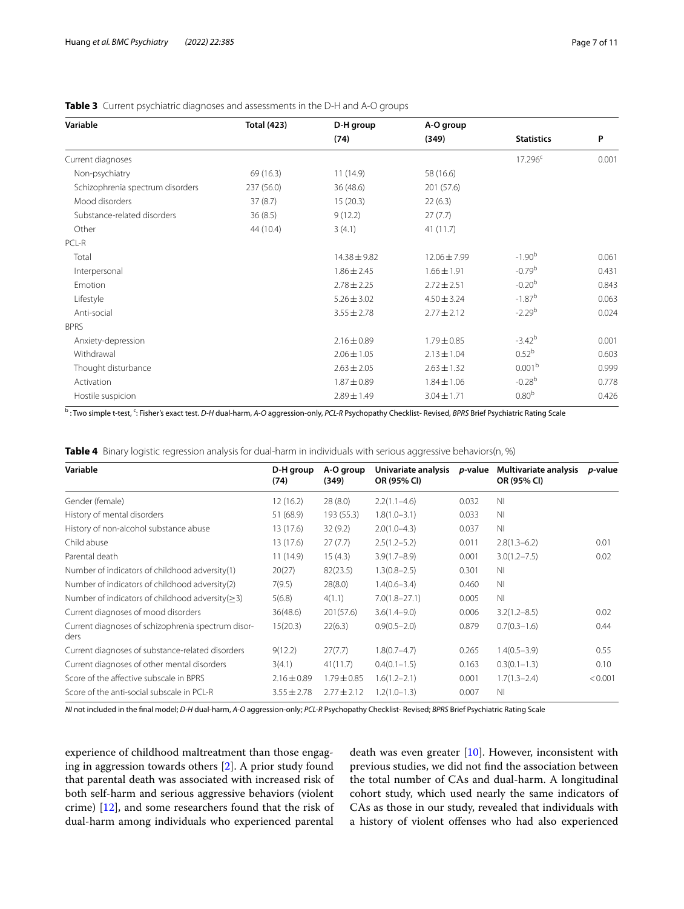**Table 3** Current psychiatric diagnoses and assessments in the D-H and A-O groups

| Variable | Total (423) | D-H group (74) | A-O group (349) | Statistics | P |
|---|---|---|---|---|---|
| Current diagnoses | | | | 17.296[c] | 0.001 |
| Non-psychiatry | 69 (16.3) | 11 (14.9) | 58 (16.6) | | |
| Schizophrenia spectrum disorders | 237 (56.0) | 36 (48.6) | 201 (57.6) | | |
| Mood disorders | 37 (8.7) | 15 (20.3) | 22 (6.3) | | |
| Substance-related disorders | 36 (8.5) | 9 (12.2) | 27 (7.7) | | |
| Other | 44 (10.4) | 3 (4.1) | 41 (11.7) | | |
| PCL-R | | | | | |
| Total | | 14.38 ± 9.82 | 12.06 ± 7.99 | -1.90[b] | 0.061 |
| Interpersonal | | 1.86 ± 2.45 | 1.66 ± 1.91 | -0.79[b] | 0.431 |
| Emotion | | 2.78 ± 2.25 | 2.72 ± 2.51 | -0.20[b] | 0.843 |
| Lifestyle | | 5.26 ± 3.02 | 4.50 ± 3.24 | -1.87[b] | 0.063 |
| Anti-social | | 3.55 ± 2.78 | 2.77 ± 2.12 | -2.29[b] | 0.024 |
| BPRS | | | | | |
| Anxiety-depression | | 2.16 ± 0.89 | 1.79 ± 0.85 | -3.42[b] | 0.001 |
| Withdrawal | | 2.06 ± 1.05 | 2.13 ± 1.04 | 0.52[b] | 0.603 |
| Thought disturbance | | 2.63 ± 2.05 | 2.63 ± 1.32 | 0.001[b] | 0.999 |
| Activation | | 1.87 ± 0.89 | 1.84 ± 1.06 | -0.28[b] | 0.778 |
| Hostile suspicion | | 2.89 ± 1.49 | 3.04 ± 1.71 | 0.80[b] | 0.426 |

[b]: Two simple t-test, [c]: Fisher's exact test. *D-H* dual-harm, *A-O* aggression-only, *PCL-R* Psychopathy Checklist- Revised, *BPRS* Brief Psychiatric Rating Scale

**Table 4** Binary logistic regression analysis for dual-harm in individuals with serious aggressive behaviors(n, %)

| Variable | D-H group (74) | A-O group (349) | Univariate analysis OR (95% CI) | *p*-value | Multivariate analysis OR (95% CI) | *p*-value |
|---|---|---|---|---|---|---|
| Gender (female) | 12 (16.2) | 28 (8.0) | 2.2(1.1–4.6) | 0.032 | NI | |
| History of mental disorders | 51 (68.9) | 193 (55.3) | 1.8(1.0–3.1) | 0.033 | NI | |
| History of non-alcohol substance abuse | 13 (17.6) | 32 (9.2) | 2.0(1.0–4.3) | 0.037 | NI | |
| Child abuse | 13 (17.6) | 27 (7.7) | 2.5(1.2–5.2) | 0.011 | 2.8(1.3–6.2) | 0.01 |
| Parental death | 11 (14.9) | 15 (4.3) | 3.9(1.7–8.9) | 0.001 | 3.0(1.2–7.5) | 0.02 |
| Number of indicators of childhood adversity(1) | 20(27) | 82(23.5) | 1.3(0.8–2.5) | 0.301 | NI | |
| Number of indicators of childhood adversity(2) | 7(9.5) | 28(8.0) | 1.4(0.6–3.4) | 0.460 | NI | |
| Number of indicators of childhood adversity(≥3) | 5(6.8) | 4(1.1) | 7.0(1.8–27.1) | 0.005 | NI | |
| Current diagnoses of mood disorders | 36(48.6) | 201(57.6) | 3.6(1.4–9.0) | 0.006 | 3.2(1.2–8.5) | 0.02 |
| Current diagnoses of schizophrenia spectrum disorders | 15(20.3) | 22(6.3) | 0.9(0.5–2.0) | 0.879 | 0.7(0.3–1.6) | 0.44 |
| Current diagnoses of substance-related disorders | 9(12.2) | 27(7.7) | 1.8(0.7–4.7) | 0.265 | 1.4(0.5–3.9) | 0.55 |
| Current diagnoses of other mental disorders | 3(4.1) | 41(11.7) | 0.4(0.1–1.5) | 0.163 | 0.3(0.1–1.3) | 0.10 |
| Score of the affective subscale in BPRS | 2.16 ± 0.89 | 1.79 ± 0.85 | 1.6(1.2–2.1) | 0.001 | 1.7(1.3–2.4) | < 0.001 |
| Score of the anti-social subscale in PCL-R | 3.55 ± 2.78 | 2.77 ± 2.12 | 1.2(1.0–1.3) | 0.007 | NI | |

*NI* not included in the final model; *D-H* dual-harm, *A-O* aggression-only; *PCL-R* Psychopathy Checklist- Revised; *BPRS* Brief Psychiatric Rating Scale

experience of childhood maltreatment than those engaging in aggression towards others [2]. A prior study found that parental death was associated with increased risk of both self-harm and serious aggressive behaviors (violent crime) [12], and some researchers found that the risk of dual-harm among individuals who experienced parental death was even greater [10]. However, inconsistent with previous studies, we did not find the association between the total number of CAs and dual-harm. A longitudinal cohort study, which used nearly the same indicators of CAs as those in our study, revealed that individuals with a history of violent offenses who had also experienced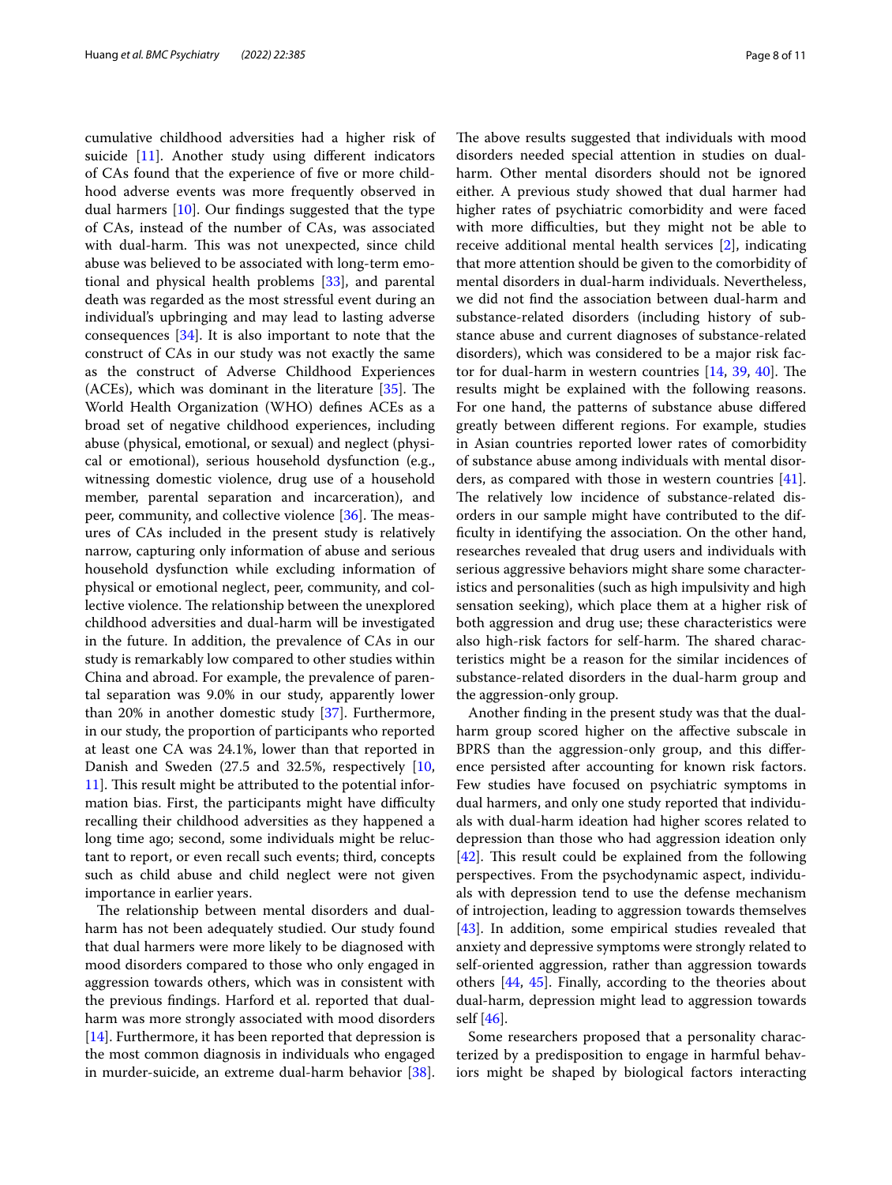cumulative childhood adversities had a higher risk of suicide [11]. Another study using different indicators of CAs found that the experience of five or more childhood adverse events was more frequently observed in dual harmers [10]. Our findings suggested that the type of CAs, instead of the number of CAs, was associated with dual-harm. This was not unexpected, since child abuse was believed to be associated with long-term emotional and physical health problems [33], and parental death was regarded as the most stressful event during an individual's upbringing and may lead to lasting adverse consequences [34]. It is also important to note that the construct of CAs in our study was not exactly the same as the construct of Adverse Childhood Experiences (ACEs), which was dominant in the literature [35]. The World Health Organization (WHO) defines ACEs as a broad set of negative childhood experiences, including abuse (physical, emotional, or sexual) and neglect (physical or emotional), serious household dysfunction (e.g., witnessing domestic violence, drug use of a household member, parental separation and incarceration), and peer, community, and collective violence [36]. The measures of CAs included in the present study is relatively narrow, capturing only information of abuse and serious household dysfunction while excluding information of physical or emotional neglect, peer, community, and collective violence. The relationship between the unexplored childhood adversities and dual-harm will be investigated in the future. In addition, the prevalence of CAs in our study is remarkably low compared to other studies within China and abroad. For example, the prevalence of parental separation was 9.0% in our study, apparently lower than 20% in another domestic study [37]. Furthermore, in our study, the proportion of participants who reported at least one CA was 24.1%, lower than that reported in Danish and Sweden (27.5 and 32.5%, respectively [10, 11]. This result might be attributed to the potential information bias. First, the participants might have difficulty recalling their childhood adversities as they happened a long time ago; second, some individuals might be reluctant to report, or even recall such events; third, concepts such as child abuse and child neglect were not given importance in earlier years.

The relationship between mental disorders and dual-harm has not been adequately studied. Our study found that dual harmers were more likely to be diagnosed with mood disorders compared to those who only engaged in aggression towards others, which was in consistent with the previous findings. Harford et al. reported that dual-harm was more strongly associated with mood disorders [14]. Furthermore, it has been reported that depression is the most common diagnosis in individuals who engaged in murder-suicide, an extreme dual-harm behavior [38]. The above results suggested that individuals with mood disorders needed special attention in studies on dual-harm. Other mental disorders should not be ignored either. A previous study showed that dual harmer had higher rates of psychiatric comorbidity and were faced with more difficulties, but they might not be able to receive additional mental health services [2], indicating that more attention should be given to the comorbidity of mental disorders in dual-harm individuals. Nevertheless, we did not find the association between dual-harm and substance-related disorders (including history of substance abuse and current diagnoses of substance-related disorders), which was considered to be a major risk factor for dual-harm in western countries [14, 39, 40]. The results might be explained with the following reasons. For one hand, the patterns of substance abuse differed greatly between different regions. For example, studies in Asian countries reported lower rates of comorbidity of substance abuse among individuals with mental disorders, as compared with those in western countries [41]. The relatively low incidence of substance-related disorders in our sample might have contributed to the difficulty in identifying the association. On the other hand, researches revealed that drug users and individuals with serious aggressive behaviors might share some characteristics and personalities (such as high impulsivity and high sensation seeking), which place them at a higher risk of both aggression and drug use; these characteristics were also high-risk factors for self-harm. The shared characteristics might be a reason for the similar incidences of substance-related disorders in the dual-harm group and the aggression-only group.

Another finding in the present study was that the dual-harm group scored higher on the affective subscale in BPRS than the aggression-only group, and this difference persisted after accounting for known risk factors. Few studies have focused on psychiatric symptoms in dual harmers, and only one study reported that individuals with dual-harm ideation had higher scores related to depression than those who had aggression ideation only [42]. This result could be explained from the following perspectives. From the psychodynamic aspect, individuals with depression tend to use the defense mechanism of introjection, leading to aggression towards themselves [43]. In addition, some empirical studies revealed that anxiety and depressive symptoms were strongly related to self-oriented aggression, rather than aggression towards others [44, 45]. Finally, according to the theories about dual-harm, depression might lead to aggression towards self [46].

Some researchers proposed that a personality characterized by a predisposition to engage in harmful behaviors might be shaped by biological factors interacting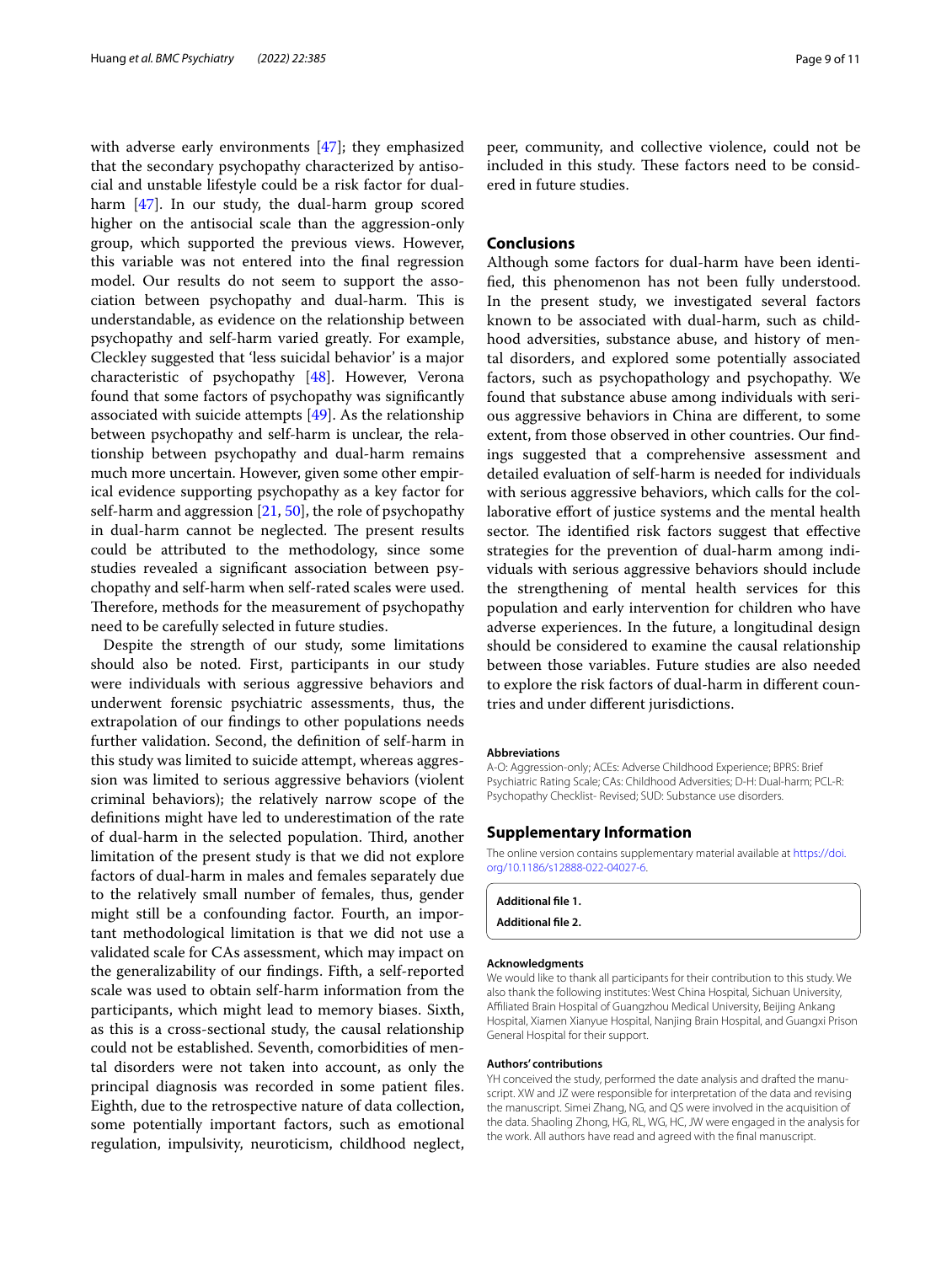with adverse early environments [47]; they emphasized that the secondary psychopathy characterized by antisocial and unstable lifestyle could be a risk factor for dual-harm [47]. In our study, the dual-harm group scored higher on the antisocial scale than the aggression-only group, which supported the previous views. However, this variable was not entered into the final regression model. Our results do not seem to support the association between psychopathy and dual-harm. This is understandable, as evidence on the relationship between psychopathy and self-harm varied greatly. For example, Cleckley suggested that 'less suicidal behavior' is a major characteristic of psychopathy [48]. However, Verona found that some factors of psychopathy was significantly associated with suicide attempts [49]. As the relationship between psychopathy and self-harm is unclear, the relationship between psychopathy and dual-harm remains much more uncertain. However, given some other empirical evidence supporting psychopathy as a key factor for self-harm and aggression [21, 50], the role of psychopathy in dual-harm cannot be neglected. The present results could be attributed to the methodology, since some studies revealed a significant association between psychopathy and self-harm when self-rated scales were used. Therefore, methods for the measurement of psychopathy need to be carefully selected in future studies.

Despite the strength of our study, some limitations should also be noted. First, participants in our study were individuals with serious aggressive behaviors and underwent forensic psychiatric assessments, thus, the extrapolation of our findings to other populations needs further validation. Second, the definition of self-harm in this study was limited to suicide attempt, whereas aggression was limited to serious aggressive behaviors (violent criminal behaviors); the relatively narrow scope of the definitions might have led to underestimation of the rate of dual-harm in the selected population. Third, another limitation of the present study is that we did not explore factors of dual-harm in males and females separately due to the relatively small number of females, thus, gender might still be a confounding factor. Fourth, an important methodological limitation is that we did not use a validated scale for CAs assessment, which may impact on the generalizability of our findings. Fifth, a self-reported scale was used to obtain self-harm information from the participants, which might lead to memory biases. Sixth, as this is a cross-sectional study, the causal relationship could not be established. Seventh, comorbidities of mental disorders were not taken into account, as only the principal diagnosis was recorded in some patient files. Eighth, due to the retrospective nature of data collection, some potentially important factors, such as emotional regulation, impulsivity, neuroticism, childhood neglect, peer, community, and collective violence, could not be included in this study. These factors need to be considered in future studies.

## Conclusions

Although some factors for dual-harm have been identified, this phenomenon has not been fully understood. In the present study, we investigated several factors known to be associated with dual-harm, such as childhood adversities, substance abuse, and history of mental disorders, and explored some potentially associated factors, such as psychopathology and psychopathy. We found that substance abuse among individuals with serious aggressive behaviors in China are different, to some extent, from those observed in other countries. Our findings suggested that a comprehensive assessment and detailed evaluation of self-harm is needed for individuals with serious aggressive behaviors, which calls for the collaborative effort of justice systems and the mental health sector. The identified risk factors suggest that effective strategies for the prevention of dual-harm among individuals with serious aggressive behaviors should include the strengthening of mental health services for this population and early intervention for children who have adverse experiences. In the future, a longitudinal design should be considered to examine the causal relationship between those variables. Future studies are also needed to explore the risk factors of dual-harm in different countries and under different jurisdictions.

#### Abbreviations

A-O: Aggression-only; ACEs: Adverse Childhood Experience; BPRS: Brief Psychiatric Rating Scale; CAs: Childhood Adversities; D-H: Dual-harm; PCL-R: Psychopathy Checklist- Revised; SUD: Substance use disorders.

## Supplementary Information

The online version contains supplementary material available at https://doi.org/10.1186/s12888-022-04027-6.

**Additional file 1.**

**Additional file 2.**

#### Acknowledgments

We would like to thank all participants for their contribution to this study. We also thank the following institutes: West China Hospital, Sichuan University, Affiliated Brain Hospital of Guangzhou Medical University, Beijing Ankang Hospital, Xiamen Xianyue Hospital, Nanjing Brain Hospital, and Guangxi Prison General Hospital for their support.

#### Authors' contributions

YH conceived the study, performed the date analysis and drafted the manuscript. XW and JZ were responsible for interpretation of the data and revising the manuscript. Simei Zhang, NG, and QS were involved in the acquisition of the data. Shaoling Zhong, HG, RL, WG, HC, JW were engaged in the analysis for the work. All authors have read and agreed with the final manuscript.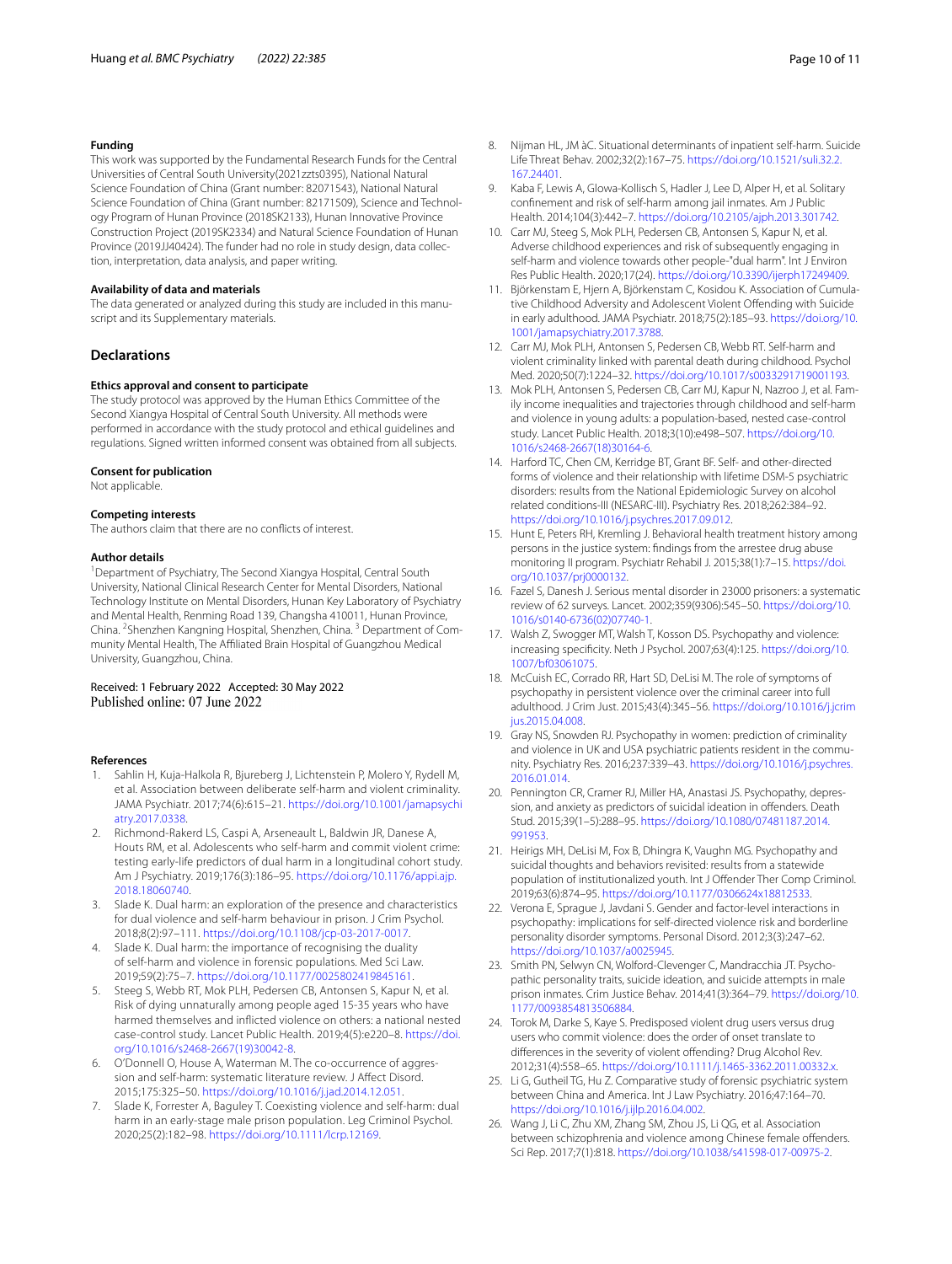### Funding

This work was supported by the Fundamental Research Funds for the Central Universities of Central South University(2021zzts0395), National Natural Science Foundation of China (Grant number: 82071543), National Natural Science Foundation of China (Grant number: 82171509), Science and Technology Program of Hunan Province (2018SK2133), Hunan Innovative Province Construction Project (2019SK2334) and Natural Science Foundation of Hunan Province (2019JJ40424). The funder had no role in study design, data collection, interpretation, data analysis, and paper writing.

### Availability of data and materials

The data generated or analyzed during this study are included in this manuscript and its Supplementary materials.

## Declarations

### Ethics approval and consent to participate

The study protocol was approved by the Human Ethics Committee of the Second Xiangya Hospital of Central South University. All methods were performed in accordance with the study protocol and ethical guidelines and regulations. Signed written informed consent was obtained from all subjects.

### Consent for publication

Not applicable.

### Competing interests

The authors claim that there are no conflicts of interest.

### Author details

[1]Department of Psychiatry, The Second Xiangya Hospital, Central South University, National Clinical Research Center for Mental Disorders, National Technology Institute on Mental Disorders, Hunan Key Laboratory of Psychiatry and Mental Health, Renming Road 139, Changsha 410011, Hunan Province, China. [2]Shenzhen Kangning Hospital, Shenzhen, China. [3] Department of Community Mental Health, The Affiliated Brain Hospital of Guangzhou Medical University, Guangzhou, China.

Received: 1 February 2022 Accepted: 30 May 2022
Published online: 07 June 2022

### References

1. Sahlin H, Kuja-Halkola R, Bjureberg J, Lichtenstein P, Molero Y, Rydell M, et al. Association between deliberate self-harm and violent criminality. JAMA Psychiatr. 2017;74(6):615–21. https://doi.org/10.1001/jamapsychiatry.2017.0338.
2. Richmond-Rakerd LS, Caspi A, Arseneault L, Baldwin JR, Danese A, Houts RM, et al. Adolescents who self-harm and commit violent crime: testing early-life predictors of dual harm in a longitudinal cohort study. Am J Psychiatry. 2019;176(3):186–95. https://doi.org/10.1176/appi.ajp.2018.18060740.
3. Slade K. Dual harm: an exploration of the presence and characteristics for dual violence and self-harm behaviour in prison. J Crim Psychol. 2018;8(2):97–111. https://doi.org/10.1108/jcp-03-2017-0017.
4. Slade K. Dual harm: the importance of recognising the duality of self-harm and violence in forensic populations. Med Sci Law. 2019;59(2):75–7. https://doi.org/10.1177/0025802419845161.
5. Steeg S, Webb RT, Mok PLH, Pedersen CB, Antonsen S, Kapur N, et al. Risk of dying unnaturally among people aged 15-35 years who have harmed themselves and inflicted violence on others: a national nested case-control study. Lancet Public Health. 2019;4(5):e220–8. https://doi.org/10.1016/s2468-2667(19)30042-8.
6. O'Donnell O, House A, Waterman M. The co-occurrence of aggression and self-harm: systematic literature review. J Affect Disord. 2015;175:325–50. https://doi.org/10.1016/j.jad.2014.12.051.
7. Slade K, Forrester A, Baguley T. Coexisting violence and self-harm: dual harm in an early-stage male prison population. Leg Criminol Psychol. 2020;25(2):182–98. https://doi.org/10.1111/lcrp.12169.
8. Nijman HL, JM àC. Situational determinants of inpatient self-harm. Suicide Life Threat Behav. 2002;32(2):167–75. https://doi.org/10.1521/suli.32.2.167.24401.
9. Kaba F, Lewis A, Glowa-Kollisch S, Hadler J, Lee D, Alper H, et al. Solitary confinement and risk of self-harm among jail inmates. Am J Public Health. 2014;104(3):442–7. https://doi.org/10.2105/ajph.2013.301742.
10. Carr MJ, Steeg S, Mok PLH, Pedersen CB, Antonsen S, Kapur N, et al. Adverse childhood experiences and risk of subsequently engaging in self-harm and violence towards other people-"dual harm". Int J Environ Res Public Health. 2020;17(24). https://doi.org/10.3390/ijerph17249409.
11. Björkenstam E, Hjern A, Björkenstam C, Kosidou K. Association of Cumulative Childhood Adversity and Adolescent Violent Offending with Suicide in early adulthood. JAMA Psychiatr. 2018;75(2):185–93. https://doi.org/10.1001/jamapsychiatry.2017.3788.
12. Carr MJ, Mok PLH, Antonsen S, Pedersen CB, Webb RT. Self-harm and violent criminality linked with parental death during childhood. Psychol Med. 2020;50(7):1224–32. https://doi.org/10.1017/s0033291719001193.
13. Mok PLH, Antonsen S, Pedersen CB, Carr MJ, Kapur N, Nazroo J, et al. Family income inequalities and trajectories through childhood and self-harm and violence in young adults: a population-based, nested case-control study. Lancet Public Health. 2018;3(10):e498–507. https://doi.org/10.1016/s2468-2667(18)30164-6.
14. Harford TC, Chen CM, Kerridge BT, Grant BF. Self- and other-directed forms of violence and their relationship with lifetime DSM-5 psychiatric disorders: results from the National Epidemiologic Survey on alcohol related conditions-III (NESARC-III). Psychiatry Res. 2018;262:384–92. https://doi.org/10.1016/j.psychres.2017.09.012.
15. Hunt E, Peters RH, Kremling J. Behavioral health treatment history among persons in the justice system: findings from the arrestee drug abuse monitoring II program. Psychiatr Rehabil J. 2015;38(1):7–15. https://doi.org/10.1037/prj0000132.
16. Fazel S, Danesh J. Serious mental disorder in 23000 prisoners: a systematic review of 62 surveys. Lancet. 2002;359(9306):545–50. https://doi.org/10.1016/s0140-6736(02)07740-1.
17. Walsh Z, Swogger MT, Walsh T, Kosson DS. Psychopathy and violence: increasing specificity. Neth J Psychol. 2007;63(4):125. https://doi.org/10.1007/bf03061075.
18. McCuish EC, Corrado RR, Hart SD, DeLisi M. The role of symptoms of psychopathy in persistent violence over the criminal career into full adulthood. J Crim Just. 2015;43(4):345–56. https://doi.org/10.1016/j.crimjus.2015.04.008.
19. Gray NS, Snowden RJ. Psychopathy in women: prediction of criminality and violence in UK and USA psychiatric patients resident in the community. Psychiatry Res. 2016;237:339–43. https://doi.org/10.1016/j.psychres.2016.01.014.
20. Pennington CR, Cramer RJ, Miller HA, Anastasi JS. Psychopathy, depression, and anxiety as predictors of suicidal ideation in offenders. Death Stud. 2015;39(1–5):288–95. https://doi.org/10.1080/07481187.2014.991953.
21. Heirigs MH, DeLisi M, Fox B, Dhingra K, Vaughn MG. Psychopathy and suicidal thoughts and behaviors revisited: results from a statewide population of institutionalized youth. Int J Offender Ther Comp Criminol. 2019;63(6):874–95. https://doi.org/10.1177/0306624x18812533.
22. Verona E, Sprague J, Javdani S. Gender and factor-level interactions in psychopathy: implications for self-directed violence risk and borderline personality disorder symptoms. Personal Disord. 2012;3(3):247–62. https://doi.org/10.1037/a0025945.
23. Smith PN, Selwyn CN, Wolford-Clevenger C, Mandracchia JT. Psychopathic personality traits, suicide ideation, and suicide attempts in male prison inmates. Crim Justice Behav. 2014;41(3):364–79. https://doi.org/10.1177/0093854813506884.
24. Torok M, Darke S, Kaye S. Predisposed violent drug users versus drug users who commit violence: does the order of onset translate to differences in the severity of violent offending? Drug Alcohol Rev. 2012;31(4):558–65. https://doi.org/10.1111/j.1465-3362.2011.00332.x.
25. Li G, Gutheil TG, Hu Z. Comparative study of forensic psychiatric system between China and America. Int J Law Psychiatry. 2016;47:164–70. https://doi.org/10.1016/j.ijlp.2016.04.002.
26. Wang J, Li C, Zhu XM, Zhang SM, Zhou JS, Li QG, et al. Association between schizophrenia and violence among Chinese female offenders. Sci Rep. 2017;7(1):818. https://doi.org/10.1038/s41598-017-00975-2.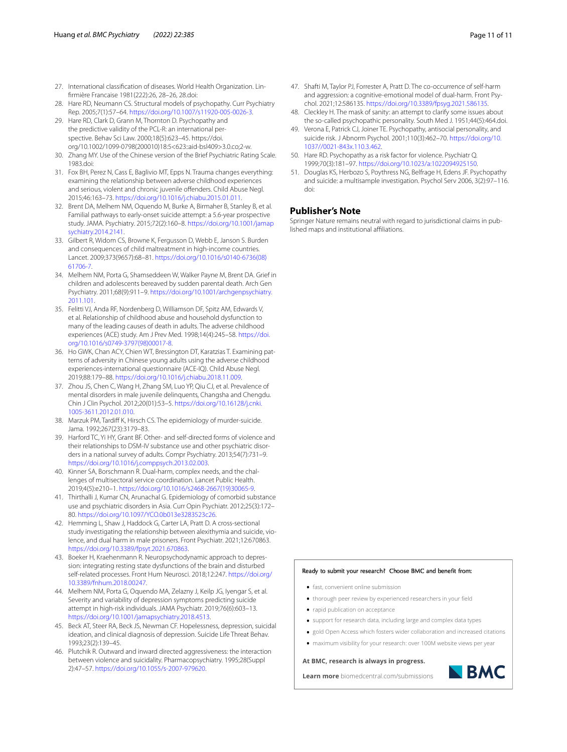27. International classification of diseases. World Health Organization. Linfirmière Francaise 1981(222):26, 28–26, 28.doi:
28. Hare RD, Neumann CS. Structural models of psychopathy. Curr Psychiatry Rep. 2005;7(1):57–64. https://doi.org/10.1007/s11920-005-0026-3.
29. Hare RD, Clark D, Grann M, Thornton D. Psychopathy and the predictive validity of the PCL-R: an international perspective. Behav Sci Law. 2000;18(5):623–45. https://doi.org/10.1002/1099-0798(200010)18:5<623::aid-bsl409>3.0.co;2-w.
30. Zhang MY. Use of the Chinese version of the Brief Psychiatric Rating Scale. 1983.doi:
31. Fox BH, Perez N, Cass E, Baglivio MT, Epps N. Trauma changes everything: examining the relationship between adverse childhood experiences and serious, violent and chronic juvenile offenders. Child Abuse Negl. 2015;46:163–73. https://doi.org/10.1016/j.chiabu.2015.01.011.
32. Brent DA, Melhem NM, Oquendo M, Burke A, Birmaher B, Stanley B, et al. Familial pathways to early-onset suicide attempt: a 5.6-year prospective study. JAMA. Psychiatry. 2015;72(2):160–8. https://doi.org/10.1001/jamapsychiatry.2014.2141.
33. Gilbert R, Widom CS, Browne K, Fergusson D, Webb E, Janson S. Burden and consequences of child maltreatment in high-income countries. Lancet. 2009;373(9657):68–81. https://doi.org/10.1016/s0140-6736(08)61706-7.
34. Melhem NM, Porta G, Shamseddeen W, Walker Payne M, Brent DA. Grief in children and adolescents bereaved by sudden parental death. Arch Gen Psychiatry. 2011;68(9):911–9. https://doi.org/10.1001/archgenpsychiatry.2011.101.
35. Felitti VJ, Anda RF, Nordenberg D, Williamson DF, Spitz AM, Edwards V, et al. Relationship of childhood abuse and household dysfunction to many of the leading causes of death in adults. The adverse childhood experiences (ACE) study. Am J Prev Med. 1998;14(4):245–58. https://doi.org/10.1016/s0749-3797(98)00017-8.
36. Ho GWK, Chan ACY, Chien WT, Bressington DT, Karatzias T. Examining patterns of adversity in Chinese young adults using the adverse childhood experiences-international questionnaire (ACE-IQ). Child Abuse Negl. 2019;88:179–88. https://doi.org/10.1016/j.chiabu.2018.11.009.
37. Zhou JS, Chen C, Wang H, Zhang SM, Luo YP, Qiu CJ, et al. Prevalence of mental disorders in male juvenile delinquents, Changsha and Chengdu. Chin J Clin Psychol. 2012;20(01):53–5. https://doi.org/10.16128/j.cnki.1005-3611.2012.01.010.
38. Marzuk PM, Tardiff K, Hirsch CS. The epidemiology of murder-suicide. Jama. 1992;267(23):3179–83.
39. Harford TC, Yi HY, Grant BF. Other- and self-directed forms of violence and their relationships to DSM-IV substance use and other psychiatric disorders in a national survey of adults. Compr Psychiatry. 2013;54(7):731–9. https://doi.org/10.1016/j.comppsych.2013.02.003.
40. Kinner SA, Borschmann R. Dual-harm, complex needs, and the challenges of multisectoral service coordination. Lancet Public Health. 2019;4(5):e210–1. https://doi.org/10.1016/s2468-2667(19)30065-9.
41. Thirthalli J, Kumar CN, Arunachal G. Epidemiology of comorbid substance use and psychiatric disorders in Asia. Curr Opin Psychiatr. 2012;25(3):172–80. https://doi.org/10.1097/YCO.0b013e3283523c26.
42. Hemming L, Shaw J, Haddock G, Carter LA, Pratt D. A cross-sectional study investigating the relationship between alexithymia and suicide, violence, and dual harm in male prisoners. Front Psychiatr. 2021;12:670863. https://doi.org/10.3389/fpsyt.2021.670863.
43. Boeker H, Kraehenmann R. Neuropsychodynamic approach to depression: integrating resting state dysfunctions of the brain and disturbed self-related processes. Front Hum Neurosci. 2018;12:247. https://doi.org/10.3389/fnhum.2018.00247.
44. Melhem NM, Porta G, Oquendo MA, Zelazny J, Keilp JG, Iyengar S, et al. Severity and variability of depression symptoms predicting suicide attempt in high-risk individuals. JAMA Psychiatr. 2019;76(6):603–13. https://doi.org/10.1001/jamapsychiatry.2018.4513.
45. Beck AT, Steer RA, Beck JS, Newman CF. Hopelessness, depression, suicidal ideation, and clinical diagnosis of depression. Suicide Life Threat Behav. 1993;23(2):139–45.
46. Plutchik R. Outward and inward directed aggressiveness: the interaction between violence and suicidality. Pharmacopsychiatry. 1995;28(Suppl 2):47–57. https://doi.org/10.1055/s-2007-979620.
47. Shafti M, Taylor PJ, Forrester A, Pratt D. The co-occurrence of self-harm and aggression: a cognitive-emotional model of dual-harm. Front Psychol. 2021;12:586135. https://doi.org/10.3389/fpsyg.2021.586135.
48. Cleckley H. The mask of sanity: an attempt to clarify some issues about the so-called psychopathic personality. South Med J. 1951;44(5):464.doi.
49. Verona E, Patrick CJ, Joiner TE. Psychopathy, antisocial personality, and suicide risk. J Abnorm Psychol. 2001;110(3):462–70. https://doi.org/10.1037//0021-843x.110.3.462.
50. Hare RD. Psychopathy as a risk factor for violence. Psychiatr Q. 1999;70(3):181–97. https://doi.org/10.1023/a:1022094925150.
51. Douglas KS, Herbozo S, Poythress NG, Belfrage H, Edens JF. Psychopathy and suicide: a multisample investigation. Psychol Serv 2006, 3(2):97–116. doi:

## Publisher's Note

Springer Nature remains neutral with regard to jurisdictional claims in published maps and institutional affiliations.

Ready to submit your research? Choose BMC and benefit from:

- fast, convenient online submission
- thorough peer review by experienced researchers in your field
- rapid publication on acceptance
- support for research data, including large and complex data types
- gold Open Access which fosters wider collaboration and increased citations
- maximum visibility for your research: over 100M website views per year

**At BMC, research is always in progress.**

**Learn more** biomedcentral.com/submissions

BMC